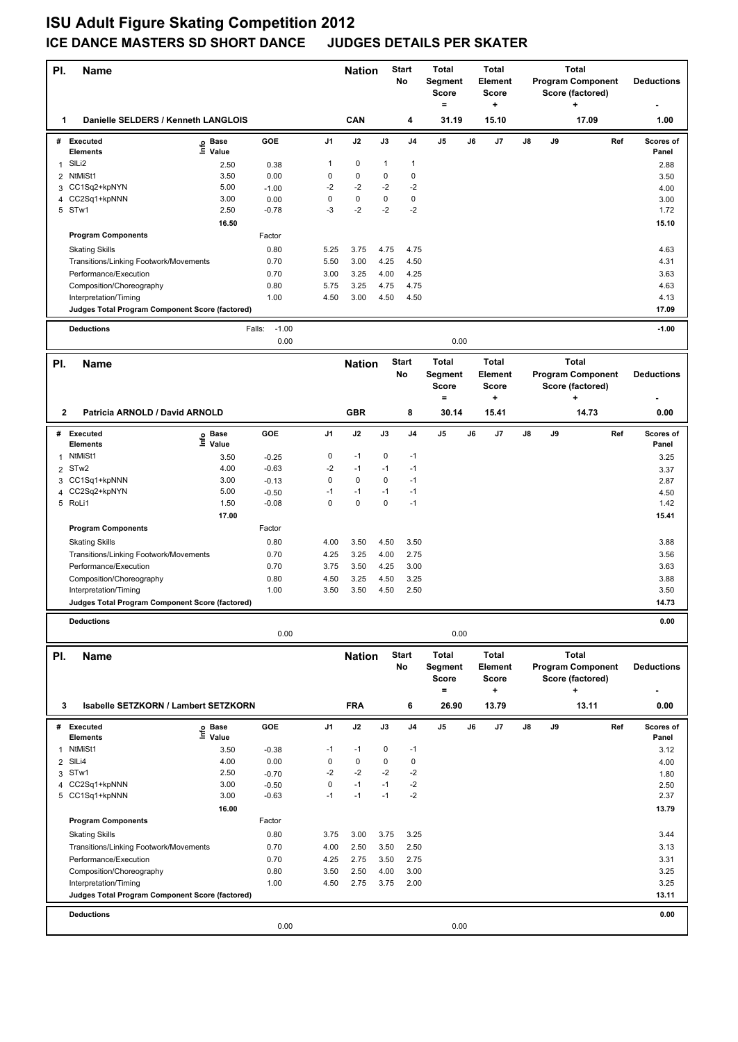# ISU Adult Figure Skating Competition 2012

## ICE DANCE MASTERS SD SHORT DANCE JUDGES DETAILS PER SKATER

| Pl. | Name | Nation | Start No | Total Segment Score = | Total Element Score + | Total Program Component Score (factored) + | Deductions - |
|---|---|---|---|---|---|---|---|
| 1 | Danielle SELDERS / Kenneth LANGLOIS | CAN | 4 | 31.19 | 15.10 | 17.09 | 1.00 |

| # | Executed Elements | Info | Base Value | GOE | J1 | J2 | J3 | J4 | J5 | J6 | J7 | J8 | J9 | Ref | Scores of Panel |
|---|---|---|---|---|---|---|---|---|---|---|---|---|---|---|---|
| 1 | SlLi2 | | 2.50 | 0.38 | 1 | 0 | 1 | 1 | | | | | | | 2.88 |
| 2 | NtMiSt1 | | 3.50 | 0.00 | 0 | 0 | 0 | 0 | | | | | | | 3.50 |
| 3 | CC1Sq2+kpNYN | | 5.00 | -1.00 | -2 | -2 | -2 | -2 | | | | | | | 4.00 |
| 4 | CC2Sq1+kpNNN | | 3.00 | 0.00 | 0 | 0 | 0 | 0 | | | | | | | 3.00 |
| 5 | STw1 | | 2.50 | -0.78 | -3 | -2 | -2 | -2 | | | | | | | 1.72 |
| | | | 16.50 | | | | | | | | | | | | 15.10 |

| Program Components | Factor | J1 | J2 | J3 | J4 | J5 | J6 | J7 | J8 | J9 | Scores of Panel |
|---|---|---|---|---|---|---|---|---|---|---|---|
| Skating Skills | 0.80 | 5.25 | 3.75 | 4.75 | 4.75 | | | | | | 4.63 |
| Transitions/Linking Footwork/Movements | 0.70 | 5.50 | 3.00 | 4.25 | 4.50 | | | | | | 4.31 |
| Performance/Execution | 0.70 | 3.00 | 3.25 | 4.00 | 4.25 | | | | | | 3.63 |
| Composition/Choreography | 0.80 | 5.75 | 3.25 | 4.75 | 4.75 | | | | | | 4.63 |
| Interpretation/Timing | 1.00 | 4.50 | 3.00 | 4.50 | 4.50 | | | | | | 4.13 |
| Judges Total Program Component Score (factored) | | | | | | | | | | | 17.09 |

| Deductions | | | |
|---|---|---|---|
| | Falls: | -1.00 | -1.00 |
| | | 0.00 | 0.00 |

| Pl. | Name | Nation | Start No | Total Segment Score = | Total Element Score + | Total Program Component Score (factored) + | Deductions - |
|---|---|---|---|---|---|---|---|
| 2 | Patricia ARNOLD / David ARNOLD | GBR | 8 | 30.14 | 15.41 | 14.73 | 0.00 |

| # | Executed Elements | Info | Base Value | GOE | J1 | J2 | J3 | J4 | J5 | J6 | J7 | J8 | J9 | Ref | Scores of Panel |
|---|---|---|---|---|---|---|---|---|---|---|---|---|---|---|---|
| 1 | NtMiSt1 | | 3.50 | -0.25 | 0 | -1 | 0 | -1 | | | | | | | 3.25 |
| 2 | STw2 | | 4.00 | -0.63 | -2 | -1 | -1 | -1 | | | | | | | 3.37 |
| 3 | CC1Sq1+kpNNN | | 3.00 | -0.13 | 0 | 0 | 0 | -1 | | | | | | | 2.87 |
| 4 | CC2Sq2+kpNYN | | 5.00 | -0.50 | -1 | -1 | -1 | -1 | | | | | | | 4.50 |
| 5 | RoLi1 | | 1.50 | -0.08 | 0 | 0 | 0 | -1 | | | | | | | 1.42 |
| | | | 17.00 | | | | | | | | | | | | 15.41 |

| Program Components | Factor | J1 | J2 | J3 | J4 | J5 | J6 | J7 | J8 | J9 | Scores of Panel |
|---|---|---|---|---|---|---|---|---|---|---|---|
| Skating Skills | 0.80 | 4.00 | 3.50 | 4.50 | 3.50 | | | | | | 3.88 |
| Transitions/Linking Footwork/Movements | 0.70 | 4.25 | 3.25 | 4.00 | 2.75 | | | | | | 3.56 |
| Performance/Execution | 0.70 | 3.75 | 3.50 | 4.25 | 3.00 | | | | | | 3.63 |
| Composition/Choreography | 0.80 | 4.50 | 3.25 | 4.50 | 3.25 | | | | | | 3.88 |
| Interpretation/Timing | 1.00 | 3.50 | 3.50 | 4.50 | 2.50 | | | | | | 3.50 |
| Judges Total Program Component Score (factored) | | | | | | | | | | | 14.73 |

| Deductions | | |
|---|---|---|
| | | 0.00 |
| | 0.00 | 0.00 |

| Pl. | Name | Nation | Start No | Total Segment Score = | Total Element Score + | Total Program Component Score (factored) + | Deductions - |
|---|---|---|---|---|---|---|---|
| 3 | Isabelle SETZKORN / Lambert SETZKORN | FRA | 6 | 26.90 | 13.79 | 13.11 | 0.00 |

| # | Executed Elements | Info | Base Value | GOE | J1 | J2 | J3 | J4 | J5 | J6 | J7 | J8 | J9 | Ref | Scores of Panel |
|---|---|---|---|---|---|---|---|---|---|---|---|---|---|---|---|
| 1 | NtMiSt1 | | 3.50 | -0.38 | -1 | -1 | 0 | -1 | | | | | | | 3.12 |
| 2 | SlLi4 | | 4.00 | 0.00 | 0 | 0 | 0 | 0 | | | | | | | 4.00 |
| 3 | STw1 | | 2.50 | -0.70 | -2 | -2 | -2 | -2 | | | | | | | 1.80 |
| 4 | CC2Sq1+kpNNN | | 3.00 | -0.50 | 0 | -1 | -1 | -2 | | | | | | | 2.50 |
| 5 | CC1Sq1+kpNNN | | 3.00 | -0.63 | -1 | -1 | -1 | -2 | | | | | | | 2.37 |
| | | | 16.00 | | | | | | | | | | | | 13.79 |

| Program Components | Factor | J1 | J2 | J3 | J4 | J5 | J6 | J7 | J8 | J9 | Scores of Panel |
|---|---|---|---|---|---|---|---|---|---|---|---|
| Skating Skills | 0.80 | 3.75 | 3.00 | 3.75 | 3.25 | | | | | | 3.44 |
| Transitions/Linking Footwork/Movements | 0.70 | 4.00 | 2.50 | 3.50 | 2.50 | | | | | | 3.13 |
| Performance/Execution | 0.70 | 4.25 | 2.75 | 3.50 | 2.75 | | | | | | 3.31 |
| Composition/Choreography | 0.80 | 3.50 | 2.50 | 4.00 | 3.00 | | | | | | 3.25 |
| Interpretation/Timing | 1.00 | 4.50 | 2.75 | 3.75 | 2.00 | | | | | | 3.25 |
| Judges Total Program Component Score (factored) | | | | | | | | | | | 13.11 |

| Deductions | | |
|---|---|---|
| | | 0.00 |
| | 0.00 | 0.00 |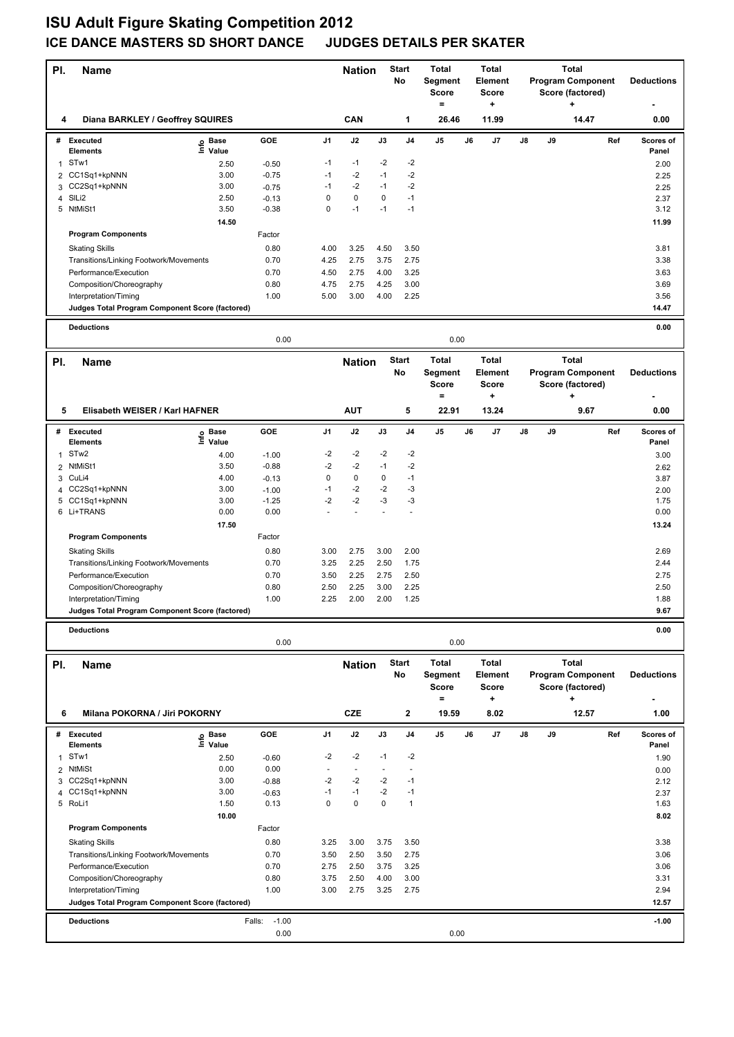# ISU Adult Figure Skating Competition 2012

## ICE DANCE MASTERS SD SHORT DANCE JUDGES DETAILS PER SKATER

| Pl. | Name | Nation | Start No | Total Segment Score = | Total Element Score + | Total Program Component Score (factored) + | Deductions - |
|---|---|---|---|---|---|---|---|
| 4 | Diana BARKLEY / Geoffrey SQUIRES | CAN | 1 | 26.46 | 11.99 | 14.47 | 0.00 |

| # | Executed Elements | Info | Base Value | GOE | J1 | J2 | J3 | J4 | J5 | J6 | J7 | J8 | J9 | Ref | Scores of Panel |
|---|---|---|---|---|---|---|---|---|---|---|---|---|---|---|---|
| 1 | STw1 | | 2.50 | -0.50 | -1 | -1 | -2 | -2 | | | | | | | 2.00 |
| 2 | CC1Sq1+kpNNN | | 3.00 | -0.75 | -1 | -2 | -1 | -2 | | | | | | | 2.25 |
| 3 | CC2Sq1+kpNNN | | 3.00 | -0.75 | -1 | -2 | -1 | -2 | | | | | | | 2.25 |
| 4 | SlLi2 | | 2.50 | -0.13 | 0 | 0 | 0 | -1 | | | | | | | 2.37 |
| 5 | NtMiSt1 | | 3.50 | -0.38 | 0 | -1 | -1 | -1 | | | | | | | 3.12 |
| | | | 14.50 | | | | | | | | | | | | 11.99 |
| | **Program Components** | | | Factor | | | | | | | | | | | |
| | Skating Skills | | | 0.80 | 4.00 | 3.25 | 4.50 | 3.50 | | | | | | | 3.81 |
| | Transitions/Linking Footwork/Movements | | | 0.70 | 4.25 | 2.75 | 3.75 | 2.75 | | | | | | | 3.38 |
| | Performance/Execution | | | 0.70 | 4.50 | 2.75 | 4.00 | 3.25 | | | | | | | 3.63 |
| | Composition/Choreography | | | 0.80 | 4.75 | 2.75 | 4.25 | 3.00 | | | | | | | 3.69 |
| | Interpretation/Timing | | | 1.00 | 5.00 | 3.00 | 4.00 | 2.25 | | | | | | | 3.56 |
| | **Judges Total Program Component Score (factored)** | | | | | | | | | | | | | | 14.47 |
| | **Deductions** | | | | | | | | | | | | | | 0.00 |
| | | | | 0.00 | | | | | 0.00 | | | | | | |

| Pl. | Name | Nation | Start No | Total Segment Score = | Total Element Score + | Total Program Component Score (factored) + | Deductions - |
|---|---|---|---|---|---|---|---|
| 5 | Elisabeth WEISER / Karl HAFNER | AUT | 5 | 22.91 | 13.24 | 9.67 | 0.00 |

| # | Executed Elements | Info | Base Value | GOE | J1 | J2 | J3 | J4 | J5 | J6 | J7 | J8 | J9 | Ref | Scores of Panel |
|---|---|---|---|---|---|---|---|---|---|---|---|---|---|---|---|
| 1 | STw2 | | 4.00 | -1.00 | -2 | -2 | -2 | -2 | | | | | | | 3.00 |
| 2 | NtMiSt1 | | 3.50 | -0.88 | -2 | -2 | -1 | -2 | | | | | | | 2.62 |
| 3 | CuLi4 | | 4.00 | -0.13 | 0 | 0 | 0 | -1 | | | | | | | 3.87 |
| 4 | CC2Sq1+kpNNN | | 3.00 | -1.00 | -1 | -2 | -2 | -3 | | | | | | | 2.00 |
| 5 | CC1Sq1+kpNNN | | 3.00 | -1.25 | -2 | -2 | -3 | -3 | | | | | | | 1.75 |
| 6 | Li+TRANS | | 0.00 | 0.00 | - | - | - | - | | | | | | | 0.00 |
| | | | 17.50 | | | | | | | | | | | | 13.24 |
| | **Program Components** | | | Factor | | | | | | | | | | | |
| | Skating Skills | | | 0.80 | 3.00 | 2.75 | 3.00 | 2.00 | | | | | | | 2.69 |
| | Transitions/Linking Footwork/Movements | | | 0.70 | 3.25 | 2.25 | 2.50 | 1.75 | | | | | | | 2.44 |
| | Performance/Execution | | | 0.70 | 3.50 | 2.25 | 2.75 | 2.50 | | | | | | | 2.75 |
| | Composition/Choreography | | | 0.80 | 2.50 | 2.25 | 3.00 | 2.25 | | | | | | | 2.50 |
| | Interpretation/Timing | | | 1.00 | 2.25 | 2.00 | 2.00 | 1.25 | | | | | | | 1.88 |
| | **Judges Total Program Component Score (factored)** | | | | | | | | | | | | | | 9.67 |
| | **Deductions** | | | | | | | | | | | | | | 0.00 |
| | | | | 0.00 | | | | | 0.00 | | | | | | |

| Pl. | Name | Nation | Start No | Total Segment Score = | Total Element Score + | Total Program Component Score (factored) + | Deductions - |
|---|---|---|---|---|---|---|---|
| 6 | Milana POKORNA / Jiri POKORNY | CZE | 2 | 19.59 | 8.02 | 12.57 | 1.00 |

| # | Executed Elements | Info | Base Value | GOE | J1 | J2 | J3 | J4 | J5 | J6 | J7 | J8 | J9 | Ref | Scores of Panel |
|---|---|---|---|---|---|---|---|---|---|---|---|---|---|---|---|
| 1 | STw1 | | 2.50 | -0.60 | -2 | -2 | -1 | -2 | | | | | | | 1.90 |
| 2 | NtMiSt | | 0.00 | 0.00 | - | - | - | - | | | | | | | 0.00 |
| 3 | CC2Sq1+kpNNN | | 3.00 | -0.88 | -2 | -2 | -2 | -1 | | | | | | | 2.12 |
| 4 | CC1Sq1+kpNNN | | 3.00 | -0.63 | -1 | -1 | -2 | -1 | | | | | | | 2.37 |
| 5 | RoLi1 | | 1.50 | 0.13 | 0 | 0 | 0 | 1 | | | | | | | 1.63 |
| | | | 10.00 | | | | | | | | | | | | 8.02 |
| | **Program Components** | | | Factor | | | | | | | | | | | |
| | Skating Skills | | | 0.80 | 3.25 | 3.00 | 3.75 | 3.50 | | | | | | | 3.38 |
| | Transitions/Linking Footwork/Movements | | | 0.70 | 3.50 | 2.50 | 3.50 | 2.75 | | | | | | | 3.06 |
| | Performance/Execution | | | 0.70 | 2.75 | 2.50 | 3.75 | 3.25 | | | | | | | 3.06 |
| | Composition/Choreography | | | 0.80 | 3.75 | 2.50 | 4.00 | 3.00 | | | | | | | 3.31 |
| | Interpretation/Timing | | | 1.00 | 3.00 | 2.75 | 3.25 | 2.75 | | | | | | | 2.94 |
| | **Judges Total Program Component Score (factored)** | | | | | | | | | | | | | | 12.57 |
| | **Deductions** | | Falls: | -1.00 | | | | | | | | | | | -1.00 |
| | | | | 0.00 | | | | | 0.00 | | | | | | |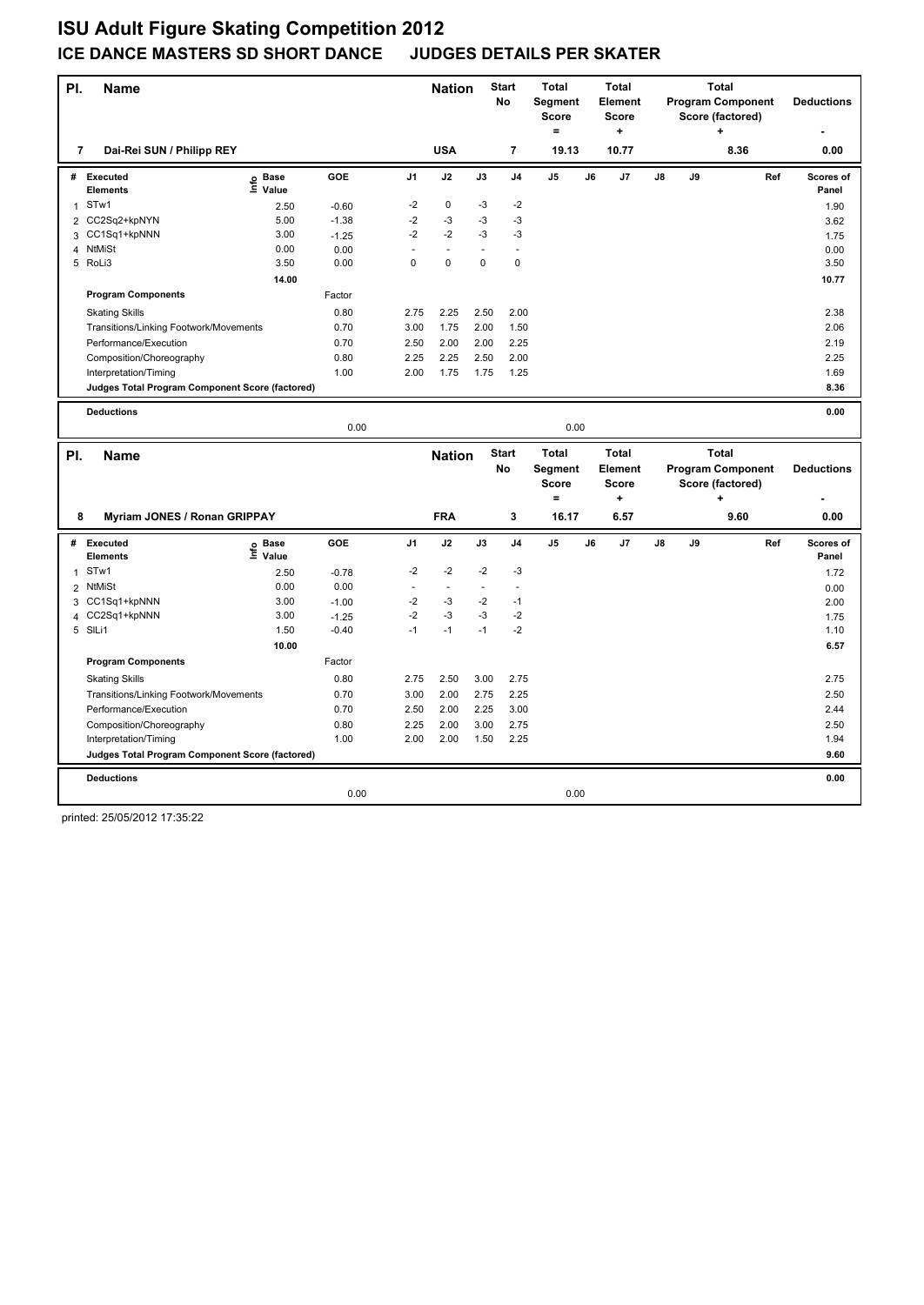# ISU Adult Figure Skating Competition 2012

## ICE DANCE MASTERS SD SHORT DANCE JUDGES DETAILS PER SKATER

| Pl. | Name | Nation | Start No | Total Segment Score = | Total Element Score + | Total Program Component Score (factored) + | Deductions - |
|---|---|---|---|---|---|---|---|
| 7 | Dai-Rei SUN / Philipp REY | USA | 7 | 19.13 | 10.77 | 8.36 | 0.00 |

| # | Executed Elements | Info | Base Value | GOE | J1 | J2 | J3 | J4 | J5 | J6 | J7 | J8 | J9 | Ref | Scores of Panel |
|---|---|---|---|---|---|---|---|---|---|---|---|---|---|---|---|
| 1 | STw1 | | 2.50 | -0.60 | -2 | 0 | -3 | -2 | | | | | | | 1.90 |
| 2 | CC2Sq2+kpNYN | | 5.00 | -1.38 | -2 | -3 | -3 | -3 | | | | | | | 3.62 |
| 3 | CC1Sq1+kpNNN | | 3.00 | -1.25 | -2 | -2 | -3 | -3 | | | | | | | 1.75 |
| 4 | NtMiSt | | 0.00 | 0.00 | - | - | - | - | | | | | | | 0.00 |
| 5 | RoLi3 | | 3.50 | 0.00 | 0 | 0 | 0 | 0 | | | | | | | 3.50 |
| | | | 14.00 | | | | | | | | | | | | 10.77 |
| | **Program Components** | | | Factor | | | | | | | | | | | |
| | Skating Skills | | | 0.80 | 2.75 | 2.25 | 2.50 | 2.00 | | | | | | | 2.38 |
| | Transitions/Linking Footwork/Movements | | | 0.70 | 3.00 | 1.75 | 2.00 | 1.50 | | | | | | | 2.06 |
| | Performance/Execution | | | 0.70 | 2.50 | 2.00 | 2.00 | 2.25 | | | | | | | 2.19 |
| | Composition/Choreography | | | 0.80 | 2.25 | 2.25 | 2.50 | 2.00 | | | | | | | 2.25 |
| | Interpretation/Timing | | | 1.00 | 2.00 | 1.75 | 1.75 | 1.25 | | | | | | | 1.69 |
| | **Judges Total Program Component Score (factored)** | | | | | | | | | | | | | | 8.36 |
| | **Deductions** | | | 0.00 | | | | | 0.00 | | | | | | 0.00 |

| Pl. | Name | Nation | Start No | Total Segment Score = | Total Element Score + | Total Program Component Score (factored) + | Deductions - |
|---|---|---|---|---|---|---|---|
| 8 | Myriam JONES / Ronan GRIPPAY | FRA | 3 | 16.17 | 6.57 | 9.60 | 0.00 |

| # | Executed Elements | Info | Base Value | GOE | J1 | J2 | J3 | J4 | J5 | J6 | J7 | J8 | J9 | Ref | Scores of Panel |
|---|---|---|---|---|---|---|---|---|---|---|---|---|---|---|---|
| 1 | STw1 | | 2.50 | -0.78 | -2 | -2 | -2 | -3 | | | | | | | 1.72 |
| 2 | NtMiSt | | 0.00 | 0.00 | - | - | - | - | | | | | | | 0.00 |
| 3 | CC1Sq1+kpNNN | | 3.00 | -1.00 | -2 | -3 | -2 | -1 | | | | | | | 2.00 |
| 4 | CC2Sq1+kpNNN | | 3.00 | -1.25 | -2 | -3 | -3 | -2 | | | | | | | 1.75 |
| 5 | SlLi1 | | 1.50 | -0.40 | -1 | -1 | -1 | -2 | | | | | | | 1.10 |
| | | | 10.00 | | | | | | | | | | | | 6.57 |
| | **Program Components** | | | Factor | | | | | | | | | | | |
| | Skating Skills | | | 0.80 | 2.75 | 2.50 | 3.00 | 2.75 | | | | | | | 2.75 |
| | Transitions/Linking Footwork/Movements | | | 0.70 | 3.00 | 2.00 | 2.75 | 2.25 | | | | | | | 2.50 |
| | Performance/Execution | | | 0.70 | 2.50 | 2.00 | 2.25 | 3.00 | | | | | | | 2.44 |
| | Composition/Choreography | | | 0.80 | 2.25 | 2.00 | 3.00 | 2.75 | | | | | | | 2.50 |
| | Interpretation/Timing | | | 1.00 | 2.00 | 2.00 | 1.50 | 2.25 | | | | | | | 1.94 |
| | **Judges Total Program Component Score (factored)** | | | | | | | | | | | | | | 9.60 |
| | **Deductions** | | | 0.00 | | | | | 0.00 | | | | | | 0.00 |

printed: 25/05/2012 17:35:22